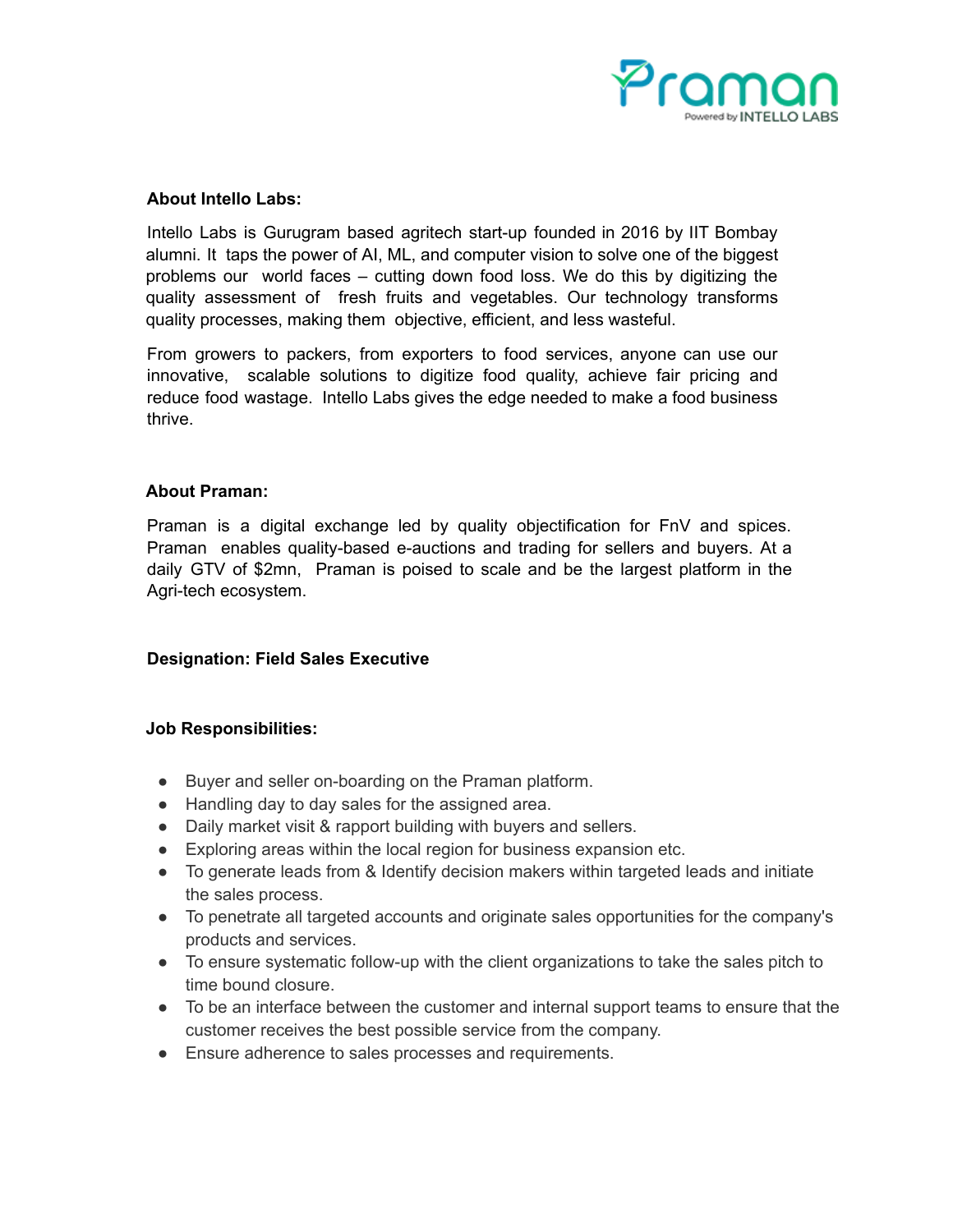Praman

Powered by INTELLO LABS

**About Intello Labs:**

Intello Labs is Gurugram based agritech start-up founded in 2016 by IIT Bombay alumni. It taps the power of AI, ML, and computer vision to solve one of the biggest problems our world faces – cutting down food loss. We do this by digitizing the quality assessment of fresh fruits and vegetables. Our technology transforms quality processes, making them objective, efficient, and less wasteful.

From growers to packers, from exporters to food services, anyone can use our innovative, scalable solutions to digitize food quality, achieve fair pricing and reduce food wastage. Intello Labs gives the edge needed to make a food business thrive.

**About Praman:**

Praman is a digital exchange led by quality objectification for FnV and spices. Praman enables quality-based e-auctions and trading for sellers and buyers. At a daily GTV of $2mn, Praman is poised to scale and be the largest platform in the Agri-tech ecosystem.

**Designation: Field Sales Executive**

**Job Responsibilities:**

- Buyer and seller on-boarding on the Praman platform.
- Handling day to day sales for the assigned area.
- Daily market visit & rapport building with buyers and sellers.
- Exploring areas within the local region for business expansion etc.
- To generate leads from & Identify decision makers within targeted leads and initiate the sales process.
- To penetrate all targeted accounts and originate sales opportunities for the company's products and services.
- To ensure systematic follow-up with the client organizations to take the sales pitch to time bound closure.
- To be an interface between the customer and internal support teams to ensure that the customer receives the best possible service from the company.
- Ensure adherence to sales processes and requirements.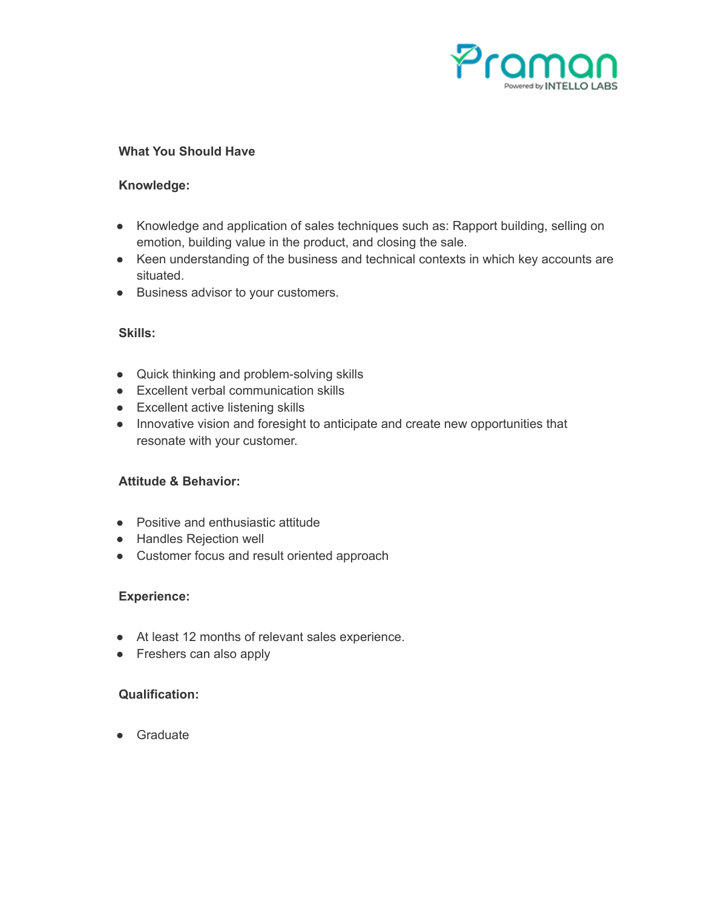**What You Should Have**

**Knowledge:**

- Knowledge and application of sales techniques such as: Rapport building, selling on emotion, building value in the product, and closing the sale.
- Keen understanding of the business and technical contexts in which key accounts are situated.
- Business advisor to your customers.

**Skills:**

- Quick thinking and problem-solving skills
- Excellent verbal communication skills
- Excellent active listening skills
- Innovative vision and foresight to anticipate and create new opportunities that resonate with your customer.

**Attitude & Behavior:**

- Positive and enthusiastic attitude
- Handles Rejection well
- Customer focus and result oriented approach

**Experience:**

- At least 12 months of relevant sales experience.
- Freshers can also apply

**Qualification:**

- Graduate